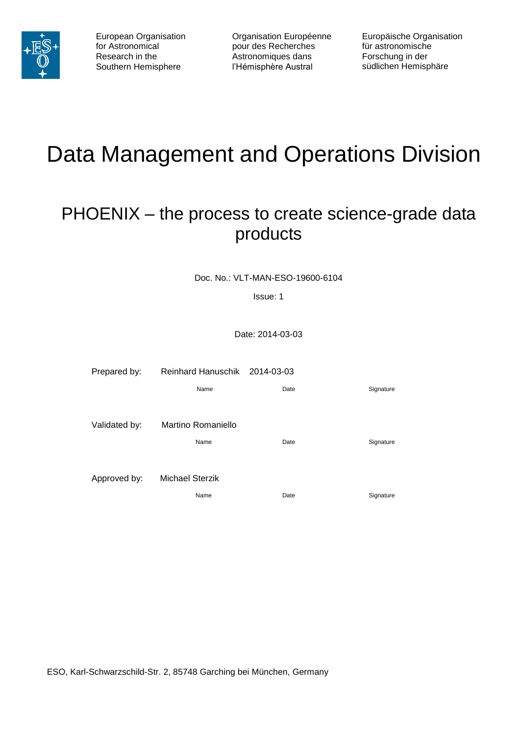European Organisation for Astronomical Research in the Southern Hemisphere

Organisation Européenne pour des Recherches Astronomiques dans l'Hémisphère Austral

Europäische Organisation für astronomische Forschung in der südlichen Hemisphäre

# Data Management and Operations Division

## PHOENIX – the process to create science-grade data products

Doc. No.: VLT-MAN-ESO-19600-6104

Issue: 1

Date: 2014-03-03

| | Name | Date | Signature |
|---|---|---|---|
| Prepared by: | Reinhard Hanuschik | 2014-03-03 | |
| Validated by: | Martino Romaniello | | |
| Approved by: | Michael Sterzik | | |

ESO, Karl-Schwarzschild-Str. 2, 85748 Garching bei München, Germany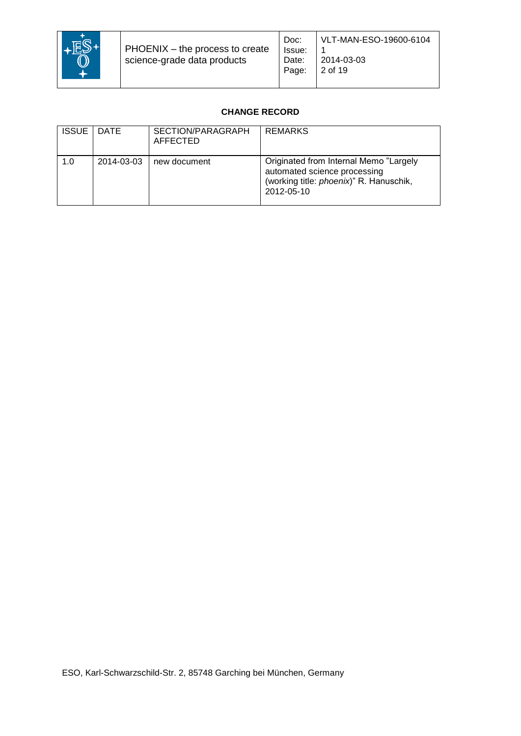**CHANGE RECORD**

| ISSUE | DATE | SECTION/PARAGRAPH AFFECTED | REMARKS |
|---|---|---|---|
| 1.0 | 2014-03-03 | new document | Originated from Internal Memo "Largely automated science processing (working title: *phoenix*)" R. Hanuschik, 2012-05-10 |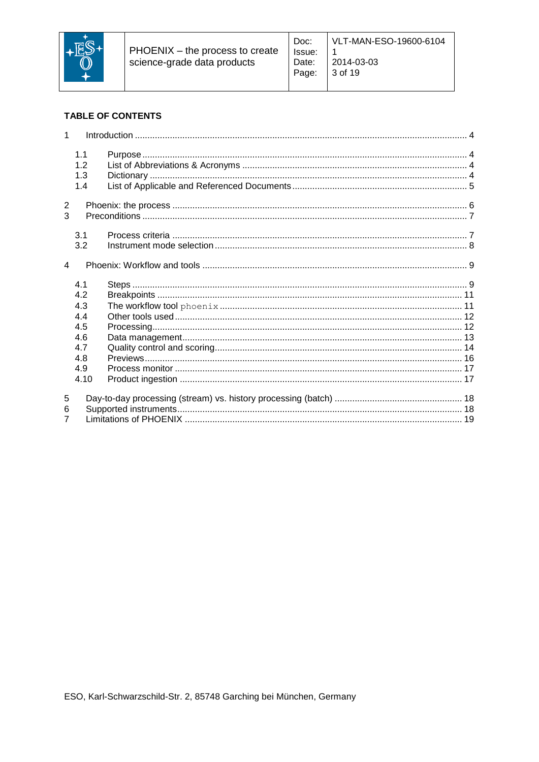**TABLE OF CONTENTS**

1 Introduction ..... 4

- 1.1 Purpose ..... 4
- 1.2 List of Abbreviations & Acronyms ..... 4
- 1.3 Dictionary ..... 4
- 1.4 List of Applicable and Referenced Documents ..... 5

2 Phoenix: the process ..... 6

3 Preconditions ..... 7

- 3.1 Process criteria ..... 7
- 3.2 Instrument mode selection ..... 8

4 Phoenix: Workflow and tools ..... 9

- 4.1 Steps ..... 9
- 4.2 Breakpoints ..... 11
- 4.3 The workflow tool `phoenix` ..... 11
- 4.4 Other tools used ..... 12
- 4.5 Processing ..... 12
- 4.6 Data management ..... 13
- 4.7 Quality control and scoring ..... 14
- 4.8 Previews ..... 16
- 4.9 Process monitor ..... 17
- 4.10 Product ingestion ..... 17

5 Day-to-day processing (stream) vs. history processing (batch) ..... 18

6 Supported instruments ..... 18

7 Limitations of PHOENIX ..... 19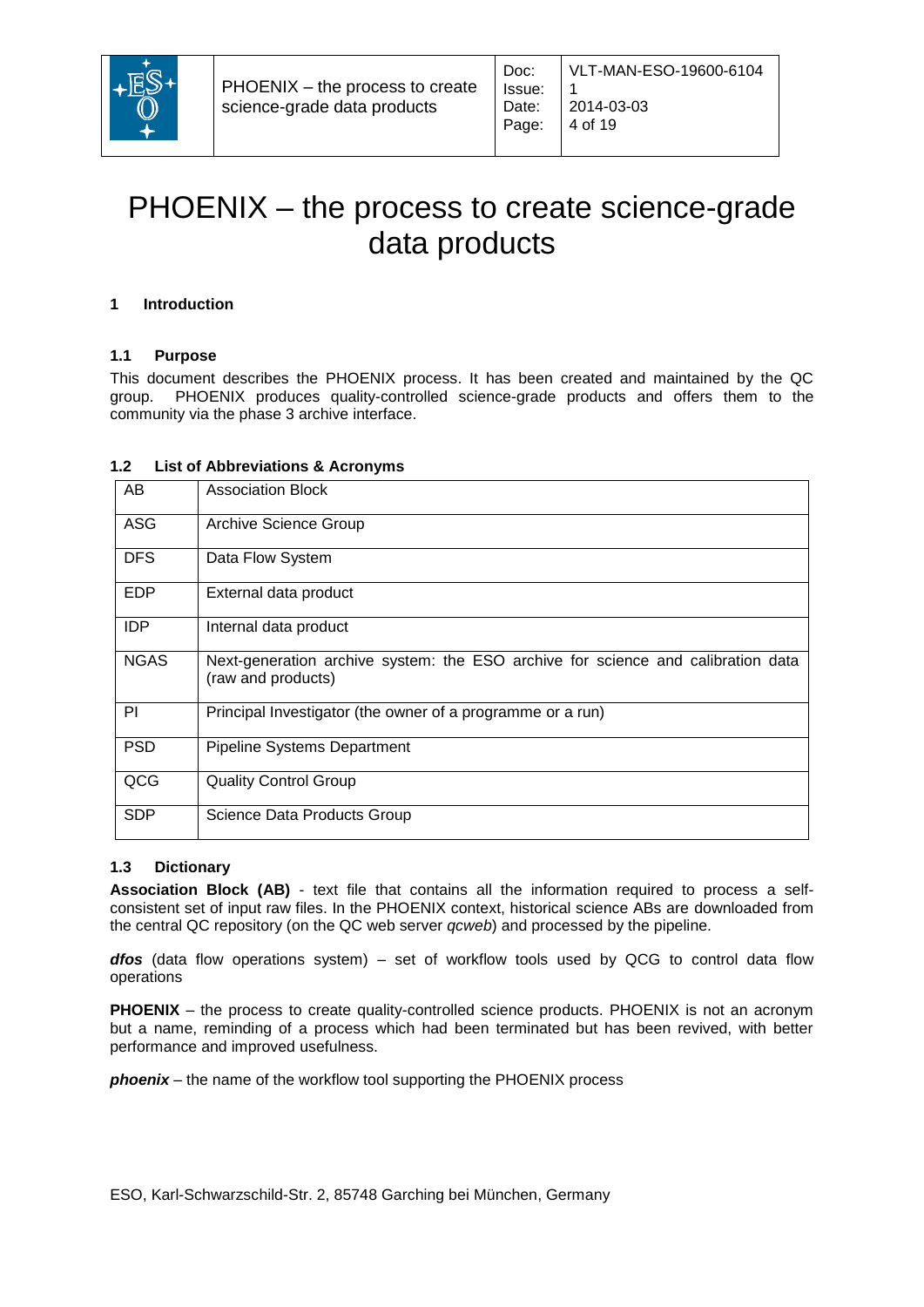# PHOENIX – the process to create science-grade data products

## 1 Introduction

### 1.1 Purpose

This document describes the PHOENIX process. It has been created and maintained by the QC group. PHOENIX produces quality-controlled science-grade products and offers them to the community via the phase 3 archive interface.

### 1.2 List of Abbreviations & Acronyms

| | |
|---|---|
| AB | Association Block |
| ASG | Archive Science Group |
| DFS | Data Flow System |
| EDP | External data product |
| IDP | Internal data product |
| NGAS | Next-generation archive system: the ESO archive for science and calibration data (raw and products) |
| PI | Principal Investigator (the owner of a programme or a run) |
| PSD | Pipeline Systems Department |
| QCG | Quality Control Group |
| SDP | Science Data Products Group |

### 1.3 Dictionary

**Association Block (AB)** - text file that contains all the information required to process a self-consistent set of input raw files. In the PHOENIX context, historical science ABs are downloaded from the central QC repository (on the QC web server *qcweb*) and processed by the pipeline.

***dfos*** (data flow operations system) – set of workflow tools used by QCG to control data flow operations

**PHOENIX** – the process to create quality-controlled science products. PHOENIX is not an acronym but a name, reminding of a process which had been terminated but has been revived, with better performance and improved usefulness.

***phoenix*** – the name of the workflow tool supporting the PHOENIX process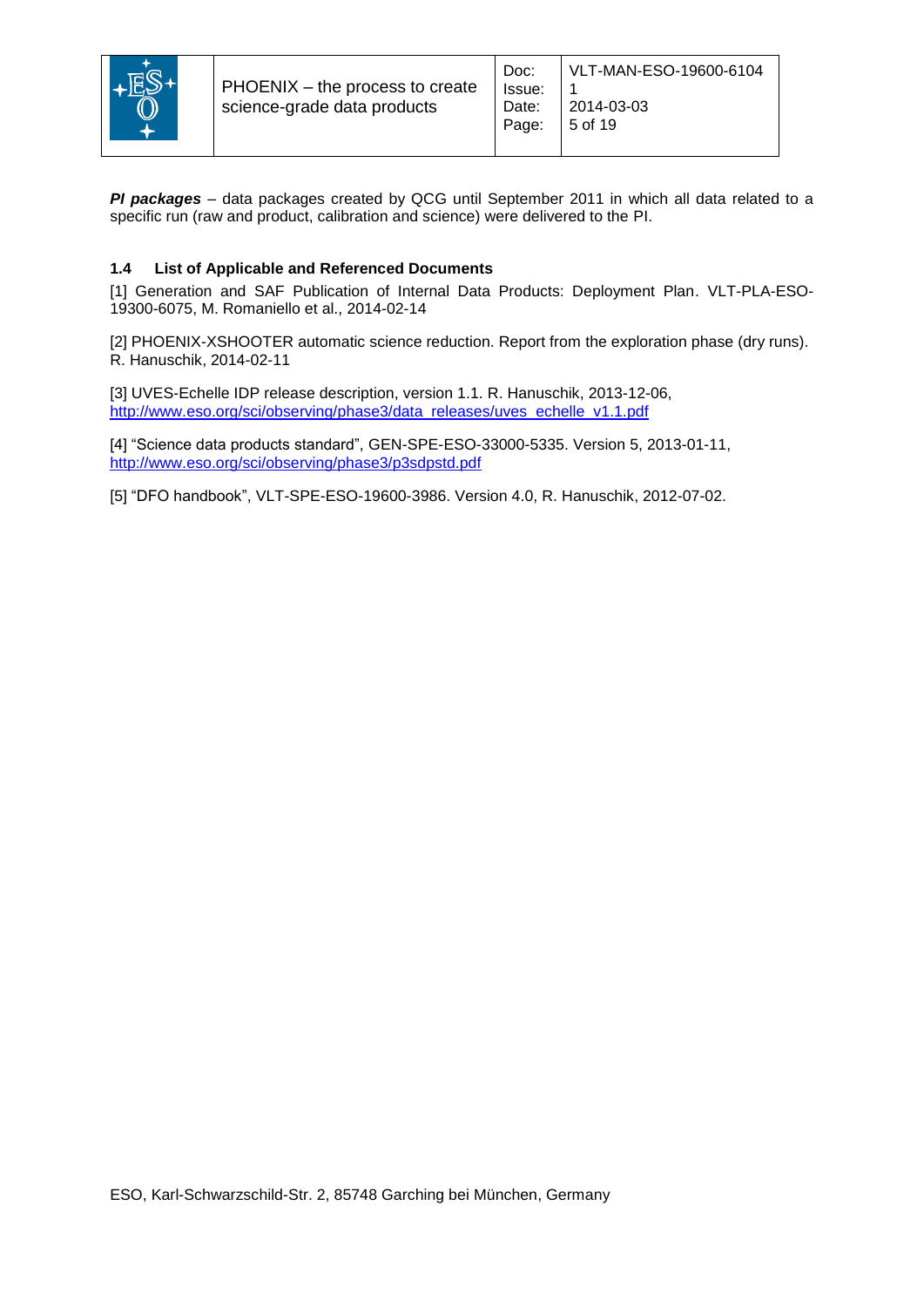***PI packages*** – data packages created by QCG until September 2011 in which all data related to a specific run (raw and product, calibration and science) were delivered to the PI.

### 1.4 List of Applicable and Referenced Documents

[1] Generation and SAF Publication of Internal Data Products: Deployment Plan. VLT-PLA-ESO-19300-6075, M. Romaniello et al., 2014-02-14

[2] PHOENIX-XSHOOTER automatic science reduction. Report from the exploration phase (dry runs). R. Hanuschik, 2014-02-11

[3] UVES-Echelle IDP release description, version 1.1. R. Hanuschik, 2013-12-06, [http://www.eso.org/sci/observing/phase3/data_releases/uves_echelle_v1.1.pdf](http://www.eso.org/sci/observing/phase3/data_releases/uves_echelle_v1.1.pdf)

[4] "Science data products standard", GEN-SPE-ESO-33000-5335. Version 5, 2013-01-11, [http://www.eso.org/sci/observing/phase3/p3sdpstd.pdf](http://www.eso.org/sci/observing/phase3/p3sdpstd.pdf)

[5] "DFO handbook", VLT-SPE-ESO-19600-3986. Version 4.0, R. Hanuschik, 2012-07-02.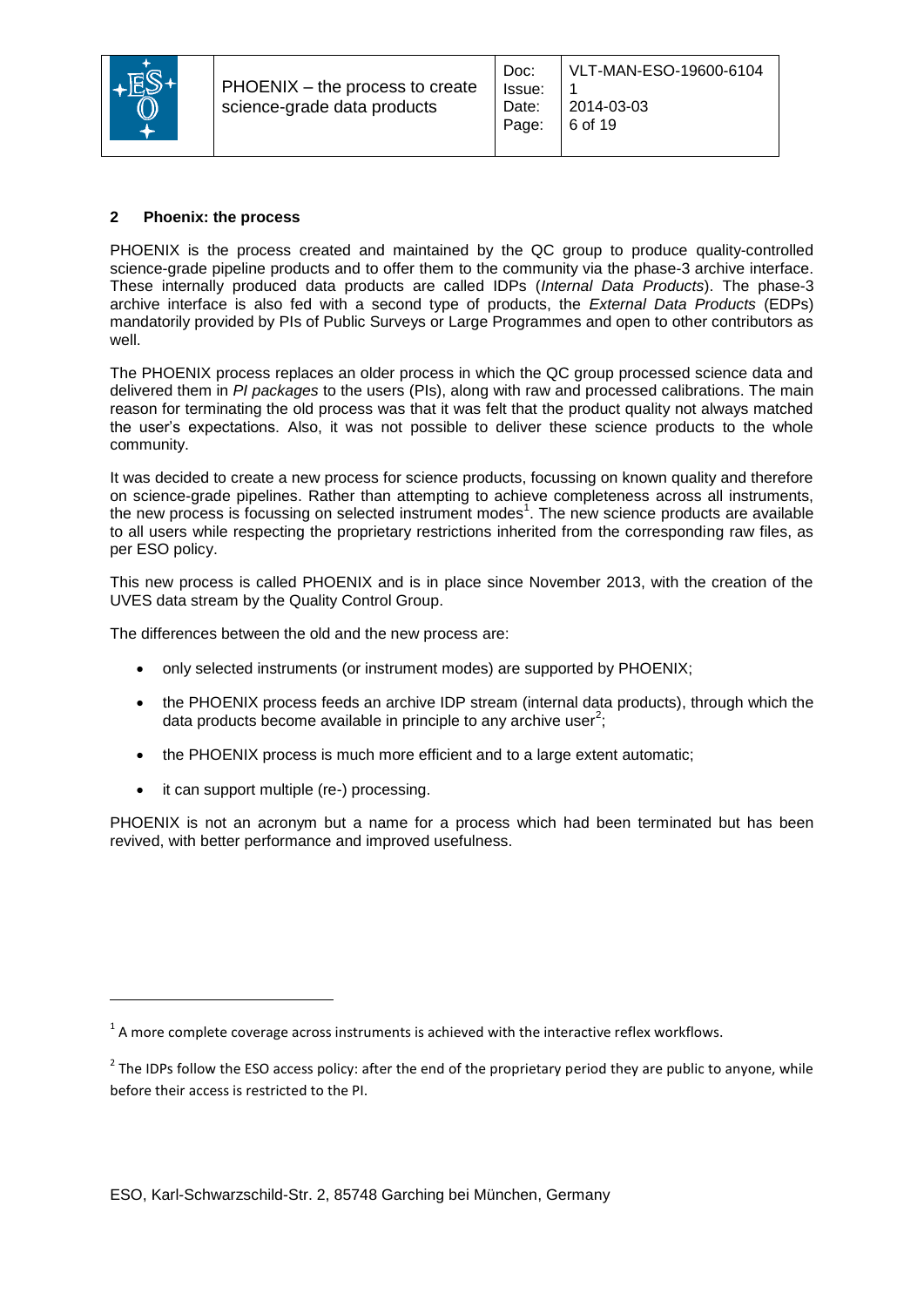## 2 Phoenix: the process

PHOENIX is the process created and maintained by the QC group to produce quality-controlled science-grade pipeline products and to offer them to the community via the phase-3 archive interface. These internally produced data products are called IDPs (*Internal Data Products*). The phase-3 archive interface is also fed with a second type of products, the *External Data Products* (EDPs) mandatorily provided by PIs of Public Surveys or Large Programmes and open to other contributors as well.

The PHOENIX process replaces an older process in which the QC group processed science data and delivered them in *PI packages* to the users (PIs), along with raw and processed calibrations. The main reason for terminating the old process was that it was felt that the product quality not always matched the user's expectations. Also, it was not possible to deliver these science products to the whole community.

It was decided to create a new process for science products, focussing on known quality and therefore on science-grade pipelines. Rather than attempting to achieve completeness across all instruments, the new process is focussing on selected instrument modes[1]. The new science products are available to all users while respecting the proprietary restrictions inherited from the corresponding raw files, as per ESO policy.

This new process is called PHOENIX and is in place since November 2013, with the creation of the UVES data stream by the Quality Control Group.

The differences between the old and the new process are:

- only selected instruments (or instrument modes) are supported by PHOENIX;
- the PHOENIX process feeds an archive IDP stream (internal data products), through which the data products become available in principle to any archive user[2];
- the PHOENIX process is much more efficient and to a large extent automatic;
- it can support multiple (re-) processing.

PHOENIX is not an acronym but a name for a process which had been terminated but has been revived, with better performance and improved usefulness.

---

[1] A more complete coverage across instruments is achieved with the interactive reflex workflows.

[2] The IDPs follow the ESO access policy: after the end of the proprietary period they are public to anyone, while before their access is restricted to the PI.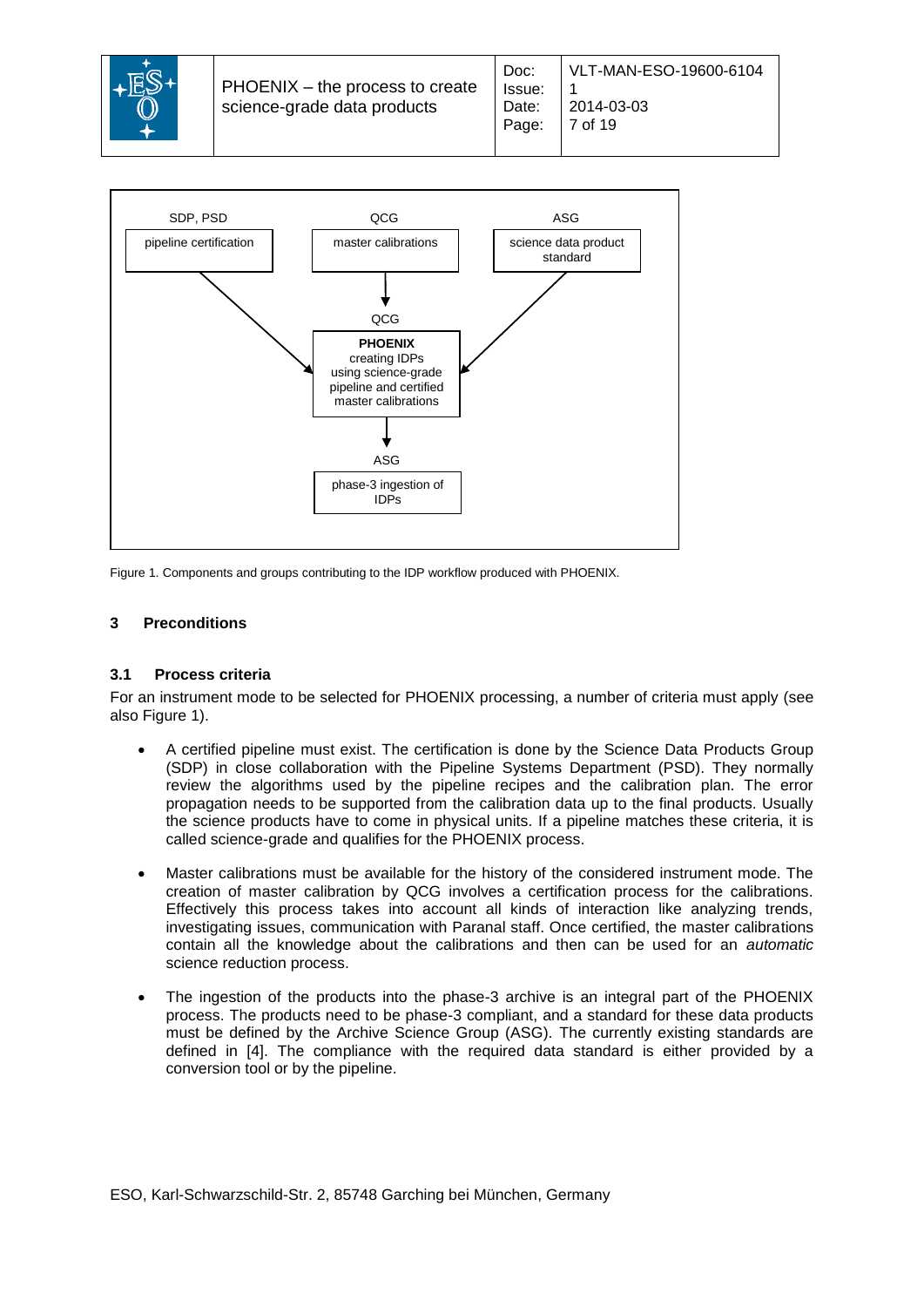SDP, PSD

pipeline certification

QCG

master calibrations

ASG

science data product standard

QCG

**PHOENIX**
creating IDPs using science-grade pipeline and certified master calibrations

ASG

phase-3 ingestion of IDPs

Figure 1. Components and groups contributing to the IDP workflow produced with PHOENIX.

## 3 Preconditions

### 3.1 Process criteria

For an instrument mode to be selected for PHOENIX processing, a number of criteria must apply (see also Figure 1).

- A certified pipeline must exist. The certification is done by the Science Data Products Group (SDP) in close collaboration with the Pipeline Systems Department (PSD). They normally review the algorithms used by the pipeline recipes and the calibration plan. The error propagation needs to be supported from the calibration data up to the final products. Usually the science products have to come in physical units. If a pipeline matches these criteria, it is called science-grade and qualifies for the PHOENIX process.

- Master calibrations must be available for the history of the considered instrument mode. The creation of master calibration by QCG involves a certification process for the calibrations. Effectively this process takes into account all kinds of interaction like analyzing trends, investigating issues, communication with Paranal staff. Once certified, the master calibrations contain all the knowledge about the calibrations and then can be used for an *automatic* science reduction process.

- The ingestion of the products into the phase-3 archive is an integral part of the PHOENIX process. The products need to be phase-3 compliant, and a standard for these data products must be defined by the Archive Science Group (ASG). The currently existing standards are defined in [4]. The compliance with the required data standard is either provided by a conversion tool or by the pipeline.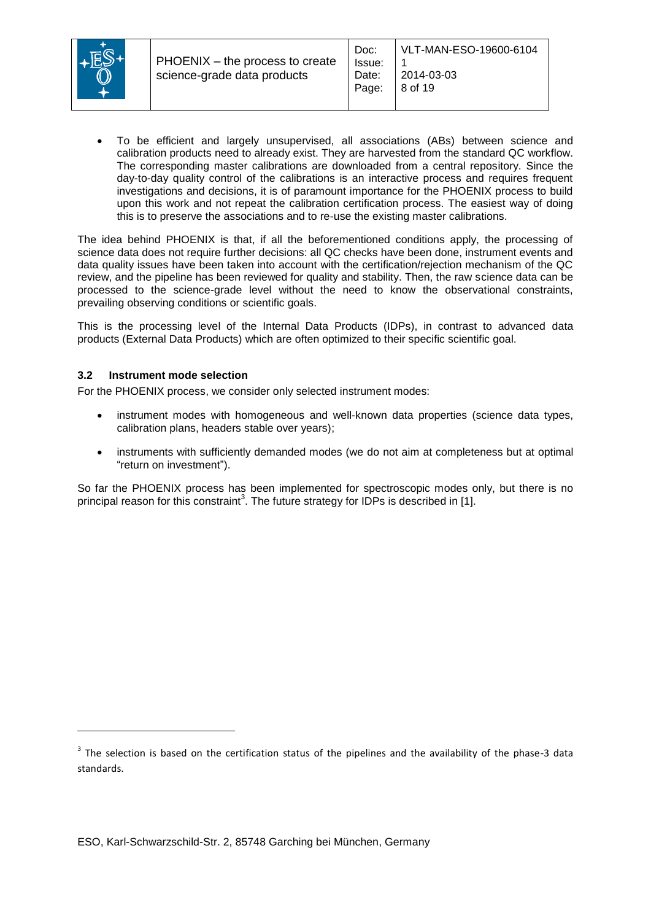- To be efficient and largely unsupervised, all associations (ABs) between science and calibration products need to already exist. They are harvested from the standard QC workflow. The corresponding master calibrations are downloaded from a central repository. Since the day-to-day quality control of the calibrations is an interactive process and requires frequent investigations and decisions, it is of paramount importance for the PHOENIX process to build upon this work and not repeat the calibration certification process. The easiest way of doing this is to preserve the associations and to re-use the existing master calibrations.

The idea behind PHOENIX is that, if all the beforementioned conditions apply, the processing of science data does not require further decisions: all QC checks have been done, instrument events and data quality issues have been taken into account with the certification/rejection mechanism of the QC review, and the pipeline has been reviewed for quality and stability. Then, the raw science data can be processed to the science-grade level without the need to know the observational constraints, prevailing observing conditions or scientific goals.

This is the processing level of the Internal Data Products (IDPs), in contrast to advanced data products (External Data Products) which are often optimized to their specific scientific goal.

### 3.2 Instrument mode selection

For the PHOENIX process, we consider only selected instrument modes:

- instrument modes with homogeneous and well-known data properties (science data types, calibration plans, headers stable over years);
- instruments with sufficiently demanded modes (we do not aim at completeness but at optimal "return on investment").

So far the PHOENIX process has been implemented for spectroscopic modes only, but there is no principal reason for this constraint[3]. The future strategy for IDPs is described in [1].

[3] The selection is based on the certification status of the pipelines and the availability of the phase-3 data standards.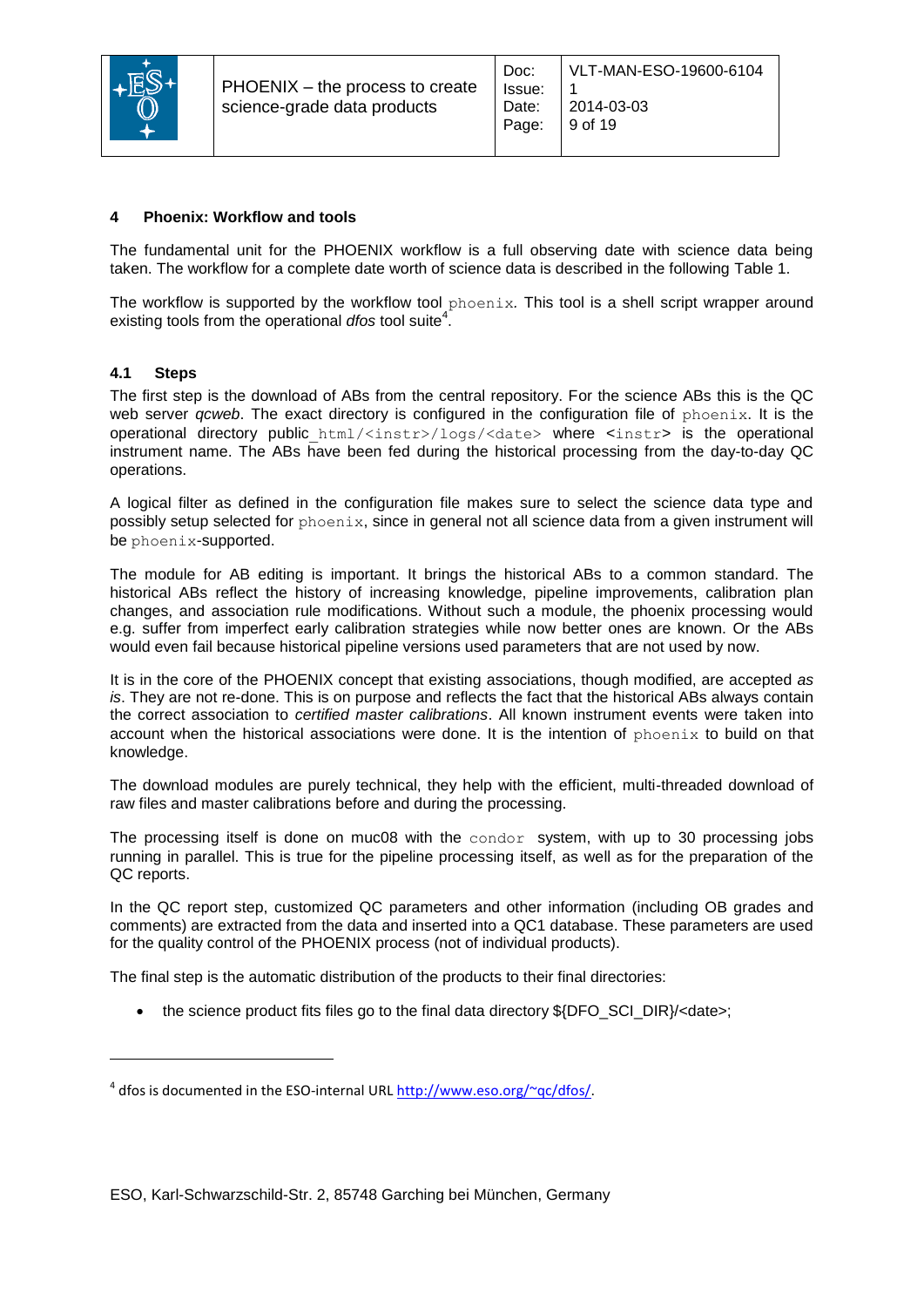## 4 Phoenix: Workflow and tools

The fundamental unit for the PHOENIX workflow is a full observing date with science data being taken. The workflow for a complete date worth of science data is described in the following Table 1.

The workflow is supported by the workflow tool `phoenix`. This tool is a shell script wrapper around existing tools from the operational *dfos* tool suite[4].

### 4.1 Steps

The first step is the download of ABs from the central repository. For the science ABs this is the QC web server *qcweb*. The exact directory is configured in the configuration file of `phoenix`. It is the operational directory public_`html/<instr>/logs/<date>` where `<instr>` is the operational instrument name. The ABs have been fed during the historical processing from the day-to-day QC operations.

A logical filter as defined in the configuration file makes sure to select the science data type and possibly setup selected for `phoenix`, since in general not all science data from a given instrument will be `phoenix`-supported.

The module for AB editing is important. It brings the historical ABs to a common standard. The historical ABs reflect the history of increasing knowledge, pipeline improvements, calibration plan changes, and association rule modifications. Without such a module, the phoenix processing would e.g. suffer from imperfect early calibration strategies while now better ones are known. Or the ABs would even fail because historical pipeline versions used parameters that are not used by now.

It is in the core of the PHOENIX concept that existing associations, though modified, are accepted *as is*. They are not re-done. This is on purpose and reflects the fact that the historical ABs always contain the correct association to *certified master calibrations*. All known instrument events were taken into account when the historical associations were done. It is the intention of `phoenix` to build on that knowledge.

The download modules are purely technical, they help with the efficient, multi-threaded download of raw files and master calibrations before and during the processing.

The processing itself is done on muc08 with the `condor` system, with up to 30 processing jobs running in parallel. This is true for the pipeline processing itself, as well as for the preparation of the QC reports.

In the QC report step, customized QC parameters and other information (including OB grades and comments) are extracted from the data and inserted into a QC1 database. These parameters are used for the quality control of the PHOENIX process (not of individual products).

The final step is the automatic distribution of the products to their final directories:

- the science product fits files go to the final data directory ${DFO_SCI_DIR}/<date>;

---

[4] dfos is documented in the ESO-internal URL http://www.eso.org/~qc/dfos/.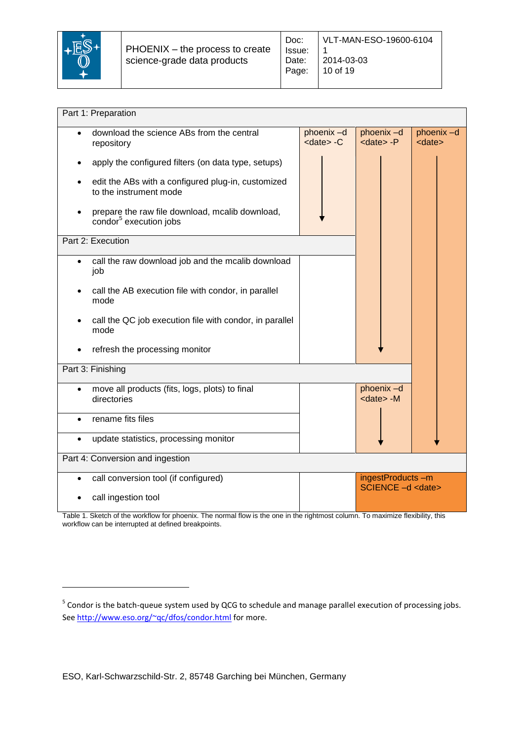| Part 1: Preparation | | | |
|---|---|---|---|
| • download the science ABs from the central repository<br>• apply the configured filters (on data type, setups)<br>• edit the ABs with a configured plug-in, customized to the instrument mode<br>• prepare the raw file download, mcalib download, condor[5] execution jobs | phoenix –d <date> -C | phoenix –d <date> -P | phoenix –d <date> |
| **Part 2: Execution** | | | |
| • call the raw download job and the mcalib download job<br>• call the AB execution file with condor, in parallel mode<br>• call the QC job execution file with condor, in parallel mode<br>• refresh the processing monitor | | | |
| **Part 3: Finishing** | | | |
| • move all products (fits, logs, plots) to final directories<br>• rename fits files<br>• update statistics, processing monitor | | phoenix –d <date> -M | |
| **Part 4: Conversion and ingestion** | | | |
| • call conversion tool (if configured)<br>• call ingestion tool | | ingestProducts –m SCIENCE –d <date> | |

Table 1. Sketch of the workflow for phoenix. The normal flow is the one in the rightmost column. To maximize flexibility, this workflow can be interrupted at defined breakpoints.

[5] Condor is the batch-queue system used by QCG to schedule and manage parallel execution of processing jobs. See http://www.eso.org/~qc/dfos/condor.html for more.

ESO, Karl-Schwarzschild-Str. 2, 85748 Garching bei München, Germany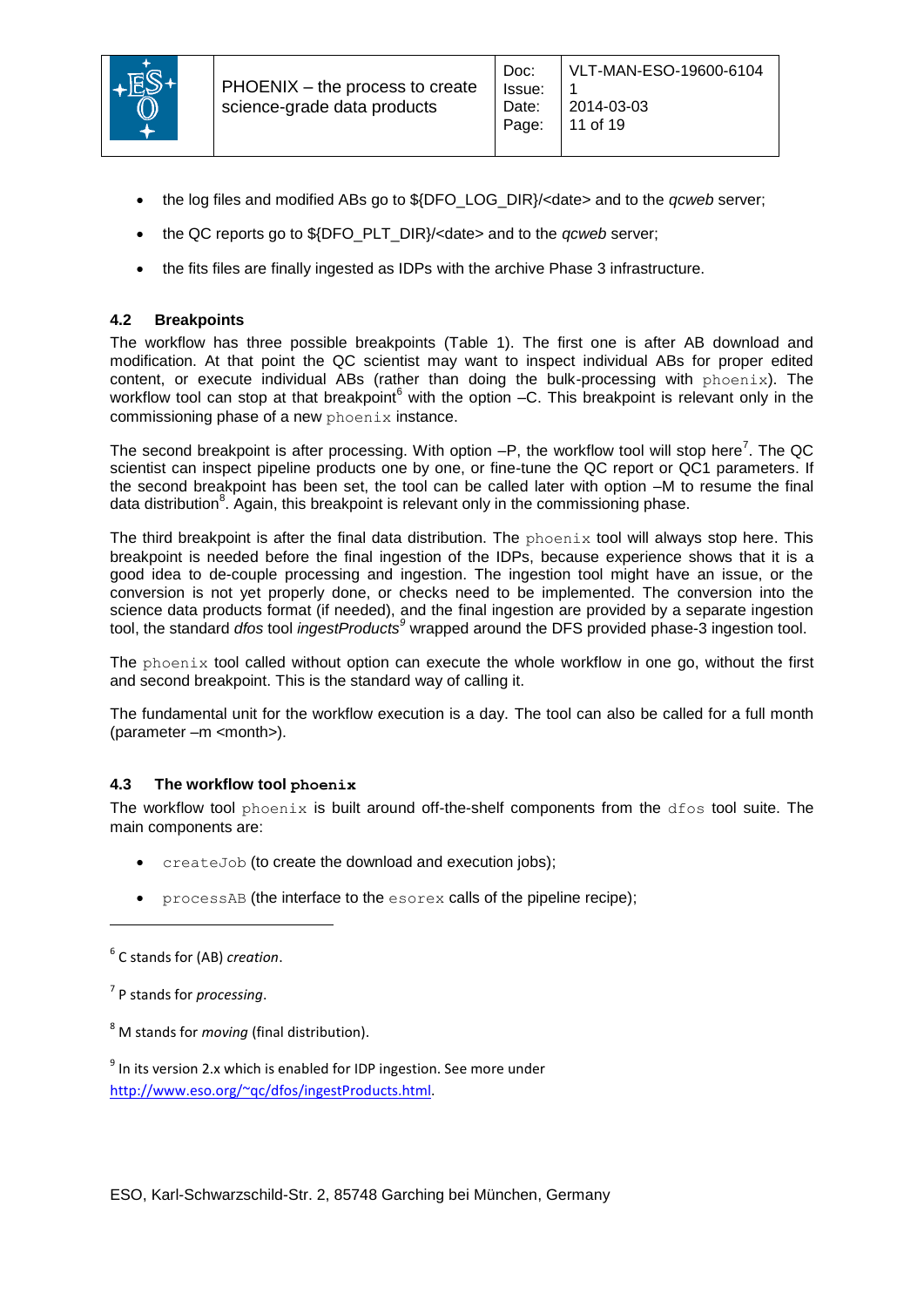- the log files and modified ABs go to ${DFO_LOG_DIR}/<date> and to the *qcweb* server;
- the QC reports go to ${DFO_PLT_DIR}/<date> and to the *qcweb* server;
- the fits files are finally ingested as IDPs with the archive Phase 3 infrastructure.

### 4.2 Breakpoints

The workflow has three possible breakpoints (Table 1). The first one is after AB download and modification. At that point the QC scientist may want to inspect individual ABs for proper edited content, or execute individual ABs (rather than doing the bulk-processing with `phoenix`). The workflow tool can stop at that breakpoint[6] with the option –C. This breakpoint is relevant only in the commissioning phase of a new `phoenix` instance.

The second breakpoint is after processing. With option –P, the workflow tool will stop here[7]. The QC scientist can inspect pipeline products one by one, or fine-tune the QC report or QC1 parameters. If the second breakpoint has been set, the tool can be called later with option –M to resume the final data distribution[8]. Again, this breakpoint is relevant only in the commissioning phase.

The third breakpoint is after the final data distribution. The `phoenix` tool will always stop here. This breakpoint is needed before the final ingestion of the IDPs, because experience shows that it is a good idea to de-couple processing and ingestion. The ingestion tool might have an issue, or the conversion is not yet properly done, or checks need to be implemented. The conversion into the science data products format (if needed), and the final ingestion are provided by a separate ingestion tool, the standard *dfos* tool *ingestProducts*[9] wrapped around the DFS provided phase-3 ingestion tool.

The `phoenix` tool called without option can execute the whole workflow in one go, without the first and second breakpoint. This is the standard way of calling it.

The fundamental unit for the workflow execution is a day. The tool can also be called for a full month (parameter –m <month>).

### 4.3 The workflow tool `phoenix`

The workflow tool `phoenix` is built around off-the-shelf components from the `dfos` tool suite. The main components are:

- `createJob` (to create the download and execution jobs);
- `processAB` (the interface to the `esorex` calls of the pipeline recipe);

---

[6] C stands for (AB) *creation*.

[7] P stands for *processing*.

[8] M stands for *moving* (final distribution).

[9] In its version 2.x which is enabled for IDP ingestion. See more under http://www.eso.org/~qc/dfos/ingestProducts.html.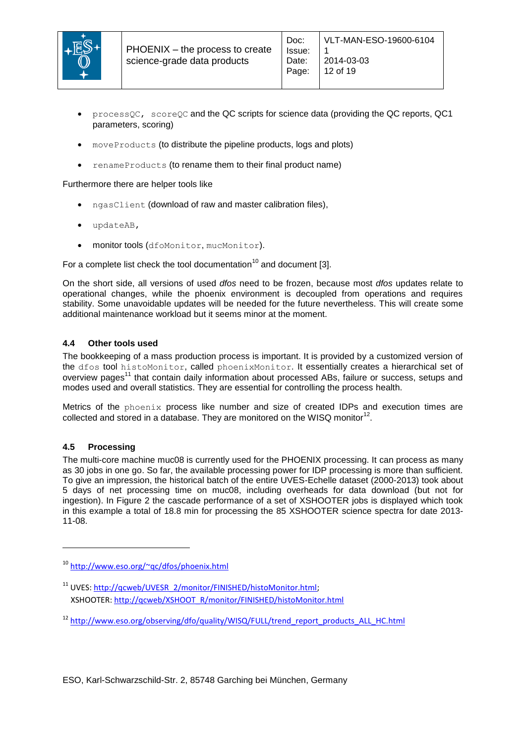- `processQC, scoreQC` and the QC scripts for science data (providing the QC reports, QC1 parameters, scoring)
- `moveProducts` (to distribute the pipeline products, logs and plots)
- `renameProducts` (to rename them to their final product name)

Furthermore there are helper tools like

- `ngasClient` (download of raw and master calibration files),
- `updateAB`,
- monitor tools (`dfoMonitor`, `mucMonitor`).

For a complete list check the tool documentation[10] and document [3].

On the short side, all versions of used *dfos* need to be frozen, because most *dfos* updates relate to operational changes, while the phoenix environment is decoupled from operations and requires stability. Some unavoidable updates will be needed for the future nevertheless. This will create some additional maintenance workload but it seems minor at the moment.

### 4.4 Other tools used

The bookkeeping of a mass production process is important. It is provided by a customized version of the `dfos` tool `histoMonitor`, called `phoenixMonitor`. It essentially creates a hierarchical set of overview pages[11] that contain daily information about processed ABs, failure or success, setups and modes used and overall statistics. They are essential for controlling the process health.

Metrics of the `phoenix` process like number and size of created IDPs and execution times are collected and stored in a database. They are monitored on the WISQ monitor[12].

### 4.5 Processing

The multi-core machine muc08 is currently used for the PHOENIX processing. It can process as many as 30 jobs in one go. So far, the available processing power for IDP processing is more than sufficient. To give an impression, the historical batch of the entire UVES-Echelle dataset (2000-2013) took about 5 days of net processing time on muc08, including overheads for data download (but not for ingestion). In Figure 2 the cascade performance of a set of XSHOOTER jobs is displayed which took in this example a total of 18.8 min for processing the 85 XSHOOTER science spectra for date 2013-11-08.

---

[10] http://www.eso.org/~qc/dfos/phoenix.html

[11] UVES: http://qcweb/UVESR_2/monitor/FINISHED/histoMonitor.html; XSHOOTER: http://qcweb/XSHOOT_R/monitor/FINISHED/histoMonitor.html

[12] http://www.eso.org/observing/dfo/quality/WISQ/FULL/trend_report_products_ALL_HC.html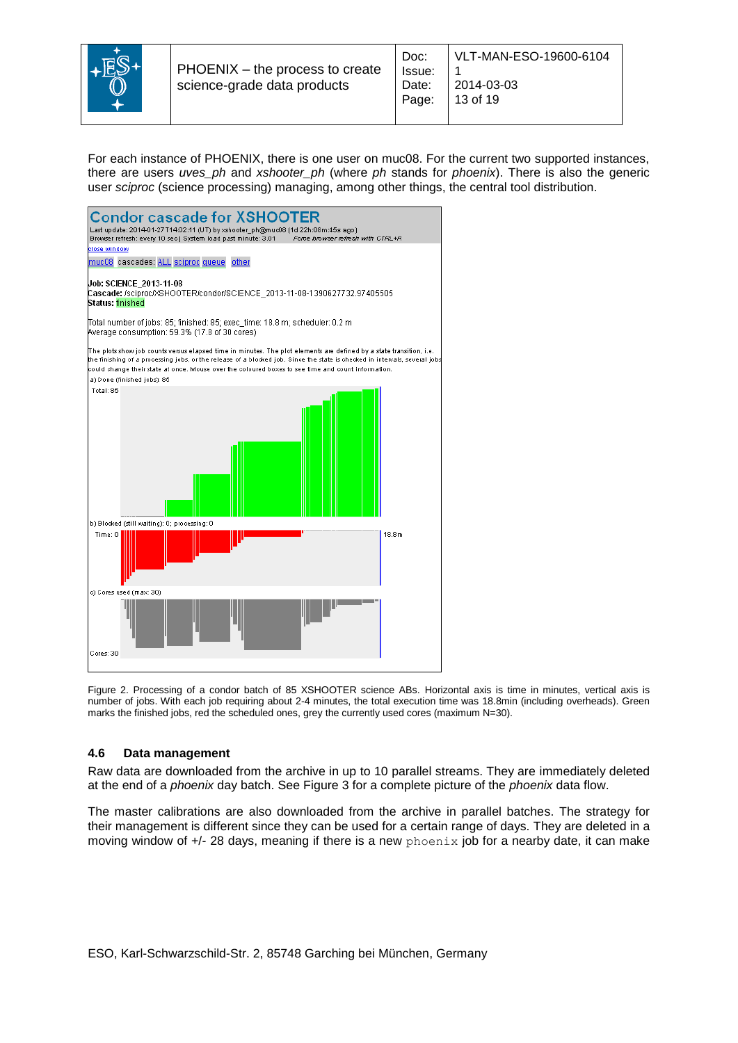For each instance of PHOENIX, there is one user on muc08. For the current two supported instances, there are users *uves_ph* and *xshooter_ph* (where *ph* stands for *phoenix*). There is also the generic user *sciproc* (science processing) managing, among other things, the central tool distribution.

Figure 2. Processing of a condor batch of 85 XSHOOTER science ABs. Horizontal axis is time in minutes, vertical axis is number of jobs. With each job requiring about 2-4 minutes, the total execution time was 18.8min (including overheads). Green marks the finished jobs, red the scheduled ones, grey the currently used cores (maximum N=30).

### 4.6 Data management

Raw data are downloaded from the archive in up to 10 parallel streams. They are immediately deleted at the end of a *phoenix* day batch. See Figure 3 for a complete picture of the *phoenix* data flow.

The master calibrations are also downloaded from the archive in parallel batches. The strategy for their management is different since they can be used for a certain range of days. They are deleted in a moving window of +/- 28 days, meaning if there is a new `phoenix` job for a nearby date, it can make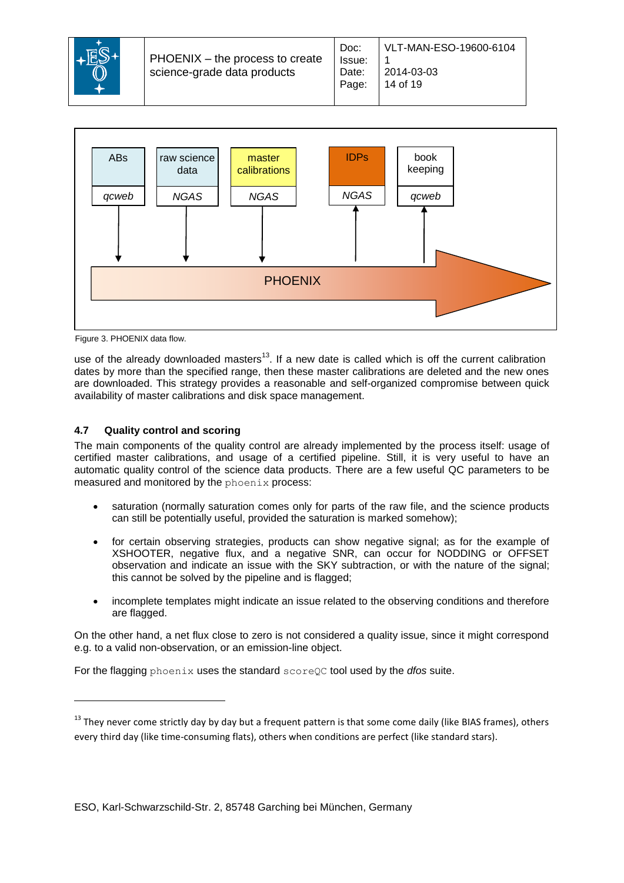Figure 3. PHOENIX data flow.

use of the already downloaded masters[13]. If a new date is called which is off the current calibration dates by more than the specified range, then these master calibrations are deleted and the new ones are downloaded. This strategy provides a reasonable and self-organized compromise between quick availability of master calibrations and disk space management.

### 4.7 Quality control and scoring

The main components of the quality control are already implemented by the process itself: usage of certified master calibrations, and usage of a certified pipeline. Still, it is very useful to have an automatic quality control of the science data products. There are a few useful QC parameters to be measured and monitored by the `phoenix` process:

- saturation (normally saturation comes only for parts of the raw file, and the science products can still be potentially useful, provided the saturation is marked somehow);
- for certain observing strategies, products can show negative signal; as for the example of XSHOOTER, negative flux, and a negative SNR, can occur for NODDING or OFFSET observation and indicate an issue with the SKY subtraction, or with the nature of the signal; this cannot be solved by the pipeline and is flagged;
- incomplete templates might indicate an issue related to the observing conditions and therefore are flagged.

On the other hand, a net flux close to zero is not considered a quality issue, since it might correspond e.g. to a valid non-observation, or an emission-line object.

For the flagging `phoenix` uses the standard `scoreQC` tool used by the *dfos* suite.

---

[13] They never come strictly day by day but a frequent pattern is that some come daily (like BIAS frames), others every third day (like time-consuming flats), others when conditions are perfect (like standard stars).

ESO, Karl-Schwarzschild-Str. 2, 85748 Garching bei München, Germany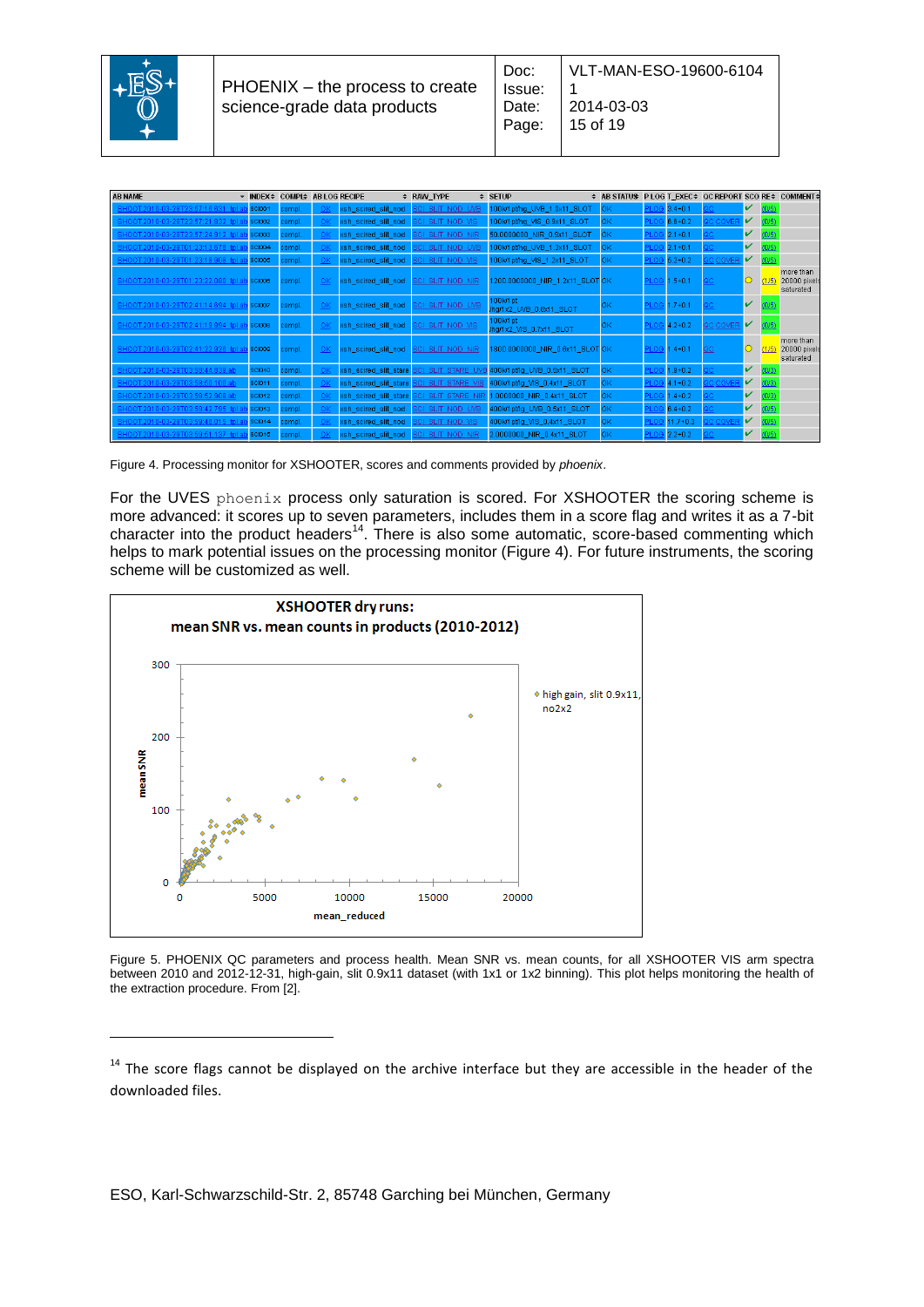| AB NAME | INDEX | COMPL | AB LOG | RECIPE | RAW_TYPE | SETUP | AB STATUS | PLOG | T_EXEC | QC REPORT | SCO | RE | COMMENT |
|---|---|---|---|---|---|---|---|---|---|---|---|---|---|
| SHOOT.2010-03-28T23:57:16.831_tpl.ab | SCI001 | compl | OK | xsh_scired_slit_nod | SCI_SLIT_NOD_UVB | 100k/1pthg_UVB_1.0x11_SLOT | OK | PLOG | 3.4+0.1 | QC | ✓ | (0/5) | |
| SHOOT.2010-03-28T23:57:21.832_tpl.ab | SCI002 | compl | OK | xsh_scired_slit_nod | SCI_SLIT_NOD_VIS | 100k/1pthg_VIS_0.9x11_SLOT | OK | PLOG | 6.8+0.2 | QC COVER | ✓ | (0/5) | |
| SHOOT.2010-03-28T23:57:24.912_tpl.ab | SCI003 | compl | OK | xsh_scired_slit_nod | SCI_SLIT_NOD_NIR | 60.0000000_NIR_0.9x11_SLOT | OK | PLOG | 2.1+0.1 | QC | ✓ | (0/5) | |
| SHOOT.2010-03-29T01:23:13.578_tpl.ab | SCI004 | compl | OK | xsh_scired_slit_nod | SCI_SLIT_NOD_UVB | 100k/1pthg_UVB_1.3x11_SLOT | OK | PLOG | 2.1+0.1 | QC | ✓ | (0/5) | |
| SHOOT.2010-03-29T01:23:18.008_tpl.ab | SCI005 | compl | OK | xsh_scired_slit_nod | SCI_SLIT_NOD_VIS | 100k/1pthg_VIS_1.2x11_SLOT | OK | PLOG | 5.2+0.2 | QC COVER | ✓ | (0/6) | |
| SHOOT.2010-03-29T01:23:22.088_tpl.ab | SCI006 | compl | OK | xsh_scired_slit_nod | SCI_SLIT_NOD_NIR | 1200.0000000_NIR_1.2x11_SLOT | OK | PLOG | 1.5+0.1 | QC | ○ | (1/5) | more than 20000 pixels saturated |
| SHOOT.2010-03-29T02:41:14.894_tpl.ab | SCI007 | compl | OK | xsh_scired_slit_nod | SCI_SLIT_NOD_UVB | 100k/1pt /hgrlx2_UVB_0.8x11_SLOT | OK | PLOG | 1.7+0.1 | QC | ✓ | (0/5) | |
| SHOOT.2010-03-29T02:41:19.994_tpl.ab | SCI008 | compl | OK | xsh_scired_slit_nod | SCI_SLIT_NOD_VIS | 100k/1pt /hgrlx2_VIS_0.7x11_SLOT | OK | PLOG | 4.2+0.2 | QC COVER | ✓ | (0/5) | |
| SHOOT.2010-03-29T02:41:22.926_tpl.ab | SCI009 | compl | OK | xsh_scired_slit_nod | SCI_SLIT_NOD_NIR | 1800.0000000_NIR_0.6x11_SLOT | OK | PLOG | 1.4+0.1 | QC | ○ | (1/5) | more than 20000 pixels saturated |
| SHOOT.2010-03-29T03:59:44.838.ab | SCI010 | compl | OK | xsh_scired_slit_stare | SCI_SLIT_STARE_UVB | 400k/1pthg_UVB_0.5x11_SLOT | OK | PLOG | 1.8+0.2 | QC | ✓ | (0/3) | |
| SHOOT.2010-03-29T03:59:50.108.ab | SCI011 | compl | OK | xsh_scired_slit_stare | SCI_SLIT_STARE_VIS | 400k/1pthg_VIS_0.4x11_SLOT | OK | PLOG | 4.1+0.2 | QC COVER | ✓ | (0/3) | |
| SHOOT.2010-03-29T03:59:52.908.ab | SCI012 | compl | OK | xsh_scired_slit_stare | SCI_SLIT_STARE_NIR | 1.0000000_NIR_0.4x11_SLOT | OK | PLOG | 1.4+0.2 | QC | ✓ | (0/3) | |
| SHOOT.2010-03-29T03:59:42.795_tpl.ab | SCI013 | compl | OK | xsh_scired_slit_nod | SCI_SLIT_NOD_UVB | 400k/1pthg_UVB_0.5x11_SLOT | OK | PLOG | 6.4+0.2 | QC | ✓ | (0/5) | |
| SHOOT.2010-03-29T03:59:48.015_tpl.ab | SCI014 | compl | OK | xsh_scired_slit_nod | SCI_SLIT_NOD_VIS | 400k/1pthg_VIS_0.4x11_SLOT | OK | PLOG | 11.7+0.3 | QC COVER | ✓ | (0/5) | |
| SHOOT.2010-03-29T03:59:51.137_tpl.ab | SCI015 | compl | OK | xsh_scired_slit_nod | SCI_SLIT_NOD_NIR | 2.0000000_NIR_0.4x11_SLOT | OK | PLOG | 2.2+0.3 | QC | ✓ | (0/6) | |

Figure 4. Processing monitor for XSHOOTER, scores and comments provided by *phoenix*.

For the UVES `phoenix` process only saturation is scored. For XSHOOTER the scoring scheme is more advanced: it scores up to seven parameters, includes them in a score flag and writes it as a 7-bit character into the product headers[14]. There is also some automatic, score-based commenting which helps to mark potential issues on the processing monitor (Figure 4). For future instruments, the scoring scheme will be customized as well.

Figure 5. PHOENIX QC parameters and process health. Mean SNR vs. mean counts, for all XSHOOTER VIS arm spectra between 2010 and 2012-12-31, high-gain, slit 0.9x11 dataset (with 1x1 or 1x2 binning). This plot helps monitoring the health of the extraction procedure. From [2].

---

[14] The score flags cannot be displayed on the archive interface but they are accessible in the header of the downloaded files.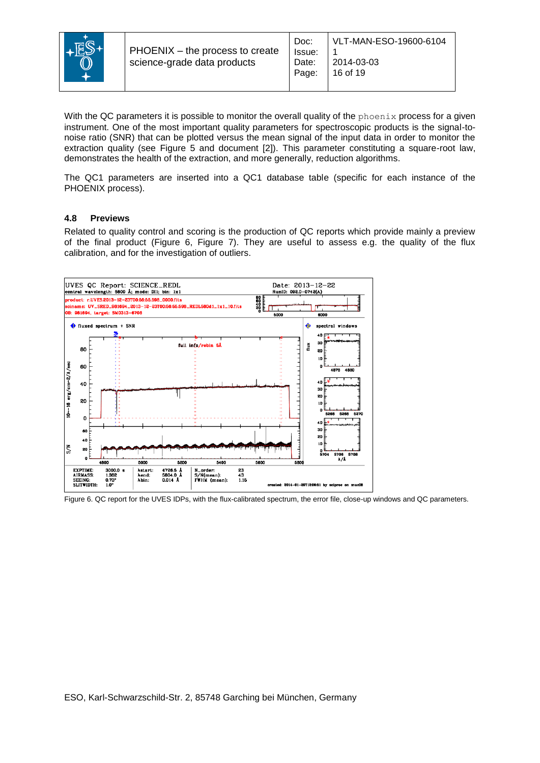With the QC parameters it is possible to monitor the overall quality of the `phoenix` process for a given instrument. One of the most important quality parameters for spectroscopic products is the signal-to-noise ratio (SNR) that can be plotted versus the mean signal of the input data in order to monitor the extraction quality (see Figure 5 and document [2]). This parameter constituting a square-root law, demonstrates the health of the extraction, and more generally, reduction algorithms.

The QC1 parameters are inserted into a QC1 database table (specific for each instance of the PHOENIX process).

### 4.8 Previews

Related to quality control and scoring is the production of QC reports which provide mainly a preview of the final product (Figure 6, Figure 7). They are useful to assess e.g. the quality of the flux calibration, and for the investigation of outliers.

Figure 6. QC report for the UVES IDPs, with the flux-calibrated spectrum, the error file, close-up windows and QC parameters.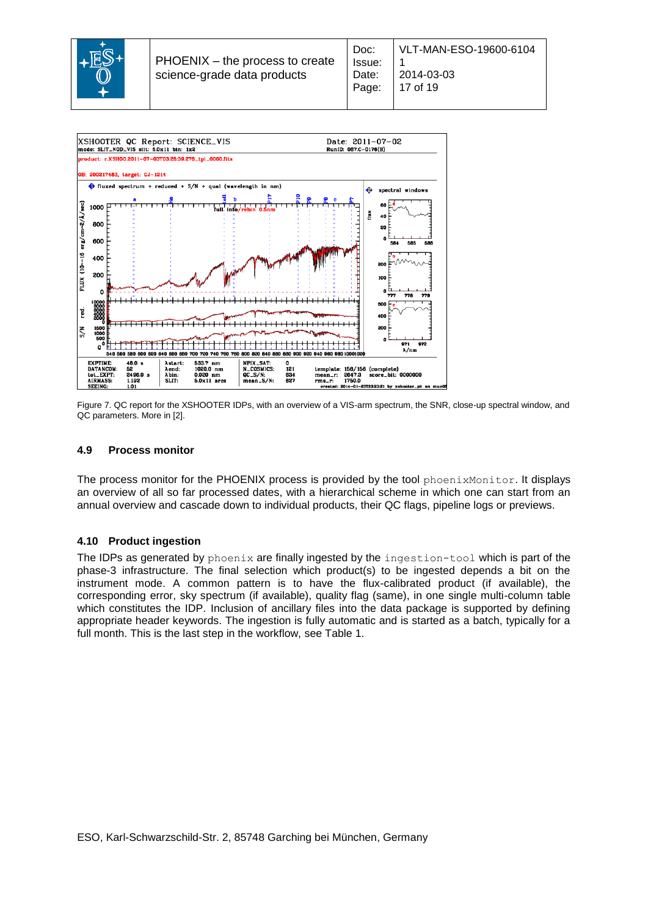Figure 7. QC report for the XSHOOTER IDPs, with an overview of a VIS-arm spectrum, the SNR, close-up spectral window, and QC parameters. More in [2].

### 4.9 Process monitor

The process monitor for the PHOENIX process is provided by the tool `phoenixMonitor`. It displays an overview of all so far processed dates, with a hierarchical scheme in which one can start from an annual overview and cascade down to individual products, their QC flags, pipeline logs or previews.

### 4.10 Product ingestion

The IDPs as generated by `phoenix` are finally ingested by the `ingestion-tool` which is part of the phase-3 infrastructure. The final selection which product(s) to be ingested depends a bit on the instrument mode. A common pattern is to have the flux-calibrated product (if available), the corresponding error, sky spectrum (if available), quality flag (same), in one single multi-column table which constitutes the IDP. Inclusion of ancillary files into the data package is supported by defining appropriate header keywords. The ingestion is fully automatic and is started as a batch, typically for a full month. This is the last step in the workflow, see Table 1.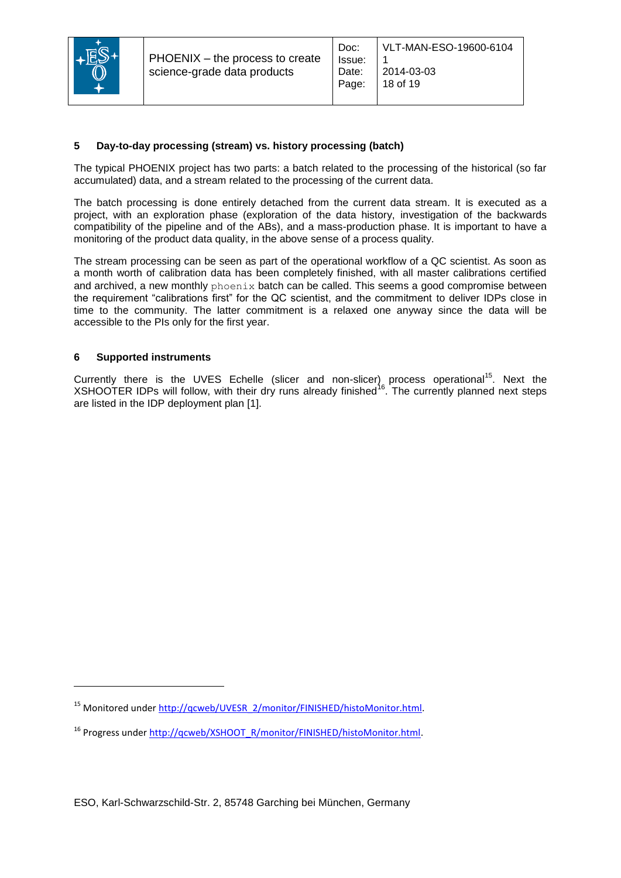## 5 Day-to-day processing (stream) vs. history processing (batch)

The typical PHOENIX project has two parts: a batch related to the processing of the historical (so far accumulated) data, and a stream related to the processing of the current data.

The batch processing is done entirely detached from the current data stream. It is executed as a project, with an exploration phase (exploration of the data history, investigation of the backwards compatibility of the pipeline and of the ABs), and a mass-production phase. It is important to have a monitoring of the product data quality, in the above sense of a process quality.

The stream processing can be seen as part of the operational workflow of a QC scientist. As soon as a month worth of calibration data has been completely finished, with all master calibrations certified and archived, a new monthly `phoenix` batch can be called. This seems a good compromise between the requirement "calibrations first" for the QC scientist, and the commitment to deliver IDPs close in time to the community. The latter commitment is a relaxed one anyway since the data will be accessible to the PIs only for the first year.

## 6 Supported instruments

Currently there is the UVES Echelle (slicer and non-slicer) process operational[15]. Next the XSHOOTER IDPs will follow, with their dry runs already finished[16]. The currently planned next steps are listed in the IDP deployment plan [1].

---

[15] Monitored under http://qcweb/UVESR_2/monitor/FINISHED/histoMonitor.html.

[16] Progress under http://qcweb/XSHOOT_R/monitor/FINISHED/histoMonitor.html.

ESO, Karl-Schwarzschild-Str. 2, 85748 Garching bei München, Germany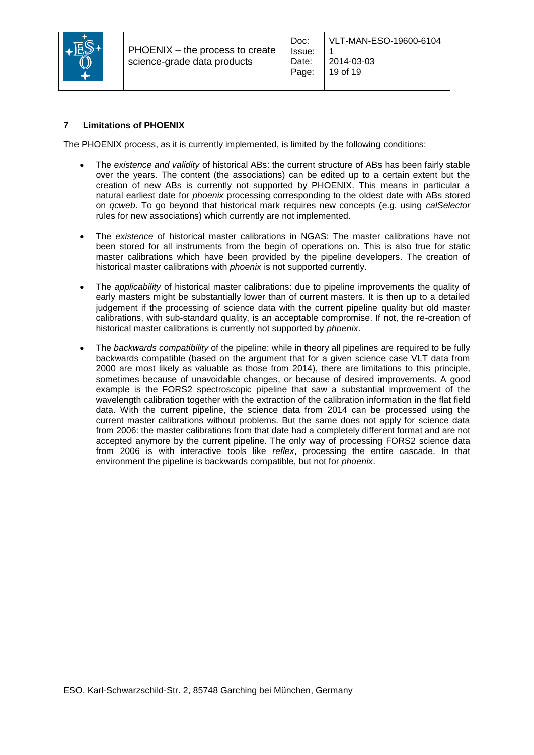## 7 Limitations of PHOENIX

The PHOENIX process, as it is currently implemented, is limited by the following conditions:

- The *existence and validity* of historical ABs: the current structure of ABs has been fairly stable over the years. The content (the associations) can be edited up to a certain extent but the creation of new ABs is currently not supported by PHOENIX. This means in particular a natural earliest date for *phoenix* processing corresponding to the oldest date with ABs stored on *qcweb*. To go beyond that historical mark requires new concepts (e.g. using *calSelector* rules for new associations) which currently are not implemented.

- The *existence* of historical master calibrations in NGAS: The master calibrations have not been stored for all instruments from the begin of operations on. This is also true for static master calibrations which have been provided by the pipeline developers. The creation of historical master calibrations with *phoenix* is not supported currently.

- The *applicability* of historical master calibrations: due to pipeline improvements the quality of early masters might be substantially lower than of current masters. It is then up to a detailed judgement if the processing of science data with the current pipeline quality but old master calibrations, with sub-standard quality, is an acceptable compromise. If not, the re-creation of historical master calibrations is currently not supported by *phoenix*.

- The *backwards compatibility* of the pipeline: while in theory all pipelines are required to be fully backwards compatible (based on the argument that for a given science case VLT data from 2000 are most likely as valuable as those from 2014), there are limitations to this principle, sometimes because of unavoidable changes, or because of desired improvements. A good example is the FORS2 spectroscopic pipeline that saw a substantial improvement of the wavelength calibration together with the extraction of the calibration information in the flat field data. With the current pipeline, the science data from 2014 can be processed using the current master calibrations without problems. But the same does not apply for science data from 2006: the master calibrations from that date had a completely different format and are not accepted anymore by the current pipeline. The only way of processing FORS2 science data from 2006 is with interactive tools like *reflex*, processing the entire cascade. In that environment the pipeline is backwards compatible, but not for *phoenix*.